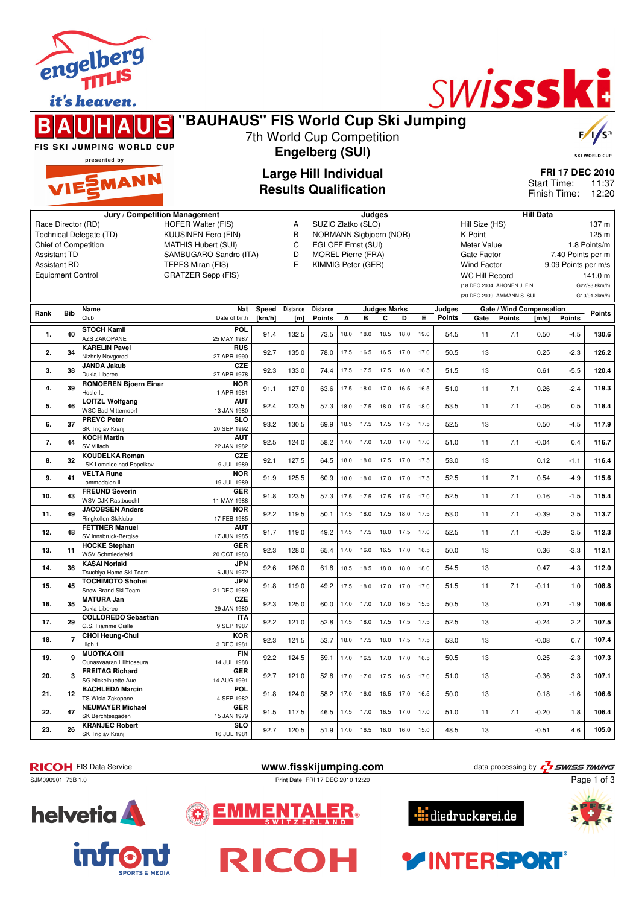# "BAUHAUS" FIS World Cup Ski Jumping

7th World Cup Competition

**Engelberg (SUI)**

FIS SKI JUMPING WORLD CUP presented by VIESSMANN

## Large Hill Individual
## Results Qualification

**FRI 17 DEC 2010**
Start Time: 11:37
Finish Time: 12:20

| Jury / Competition Management | | Judges | | Hill Data | |
|---|---|---|---|---|---|
| Race Director (RD) | HOFER Walter (FIS) | A | SUZIC Zlatko (SLO) | Hill Size (HS) | 137 m |
| Technical Delegate (TD) | KUUSINEN Eero (FIN) | B | NORMANN Sigbjoern (NOR) | K-Point | 125 m |
| Chief of Competition | MATHIS Hubert (SUI) | C | EGLOFF Ernst (SUI) | Meter Value | 1.8 Points/m |
| Assistant TD | SAMBUGARO Sandro (ITA) | D | MOREL Pierre (FRA) | Gate Factor | 7.40 Points per m |
| Assistant RD | TEPES Miran (FIS) | E | KIMMIG Peter (GER) | Wind Factor | 9.09 Points per m/s |
| Equipment Control | GRATZER Sepp (FIS) | | | WC Hill Record | 141.0 m |
| | | | | (18 DEC 2004 AHONEN J. FIN | G22/93.8km/h) |
| | | | | (20 DEC 2009 AMMANN S. SUI | G10/91.3km/h) |

| Rank | Bib | Name / Club | Nat / Date of birth | Speed [km/h] | Distance [m] | Distance Points | A | B | C | D | E | Judges Points | Gate | Gate Points | Wind [m/s] | Wind Points | Points |
|---|---|---|---|---|---|---|---|---|---|---|---|---|---|---|---|---|---|
| 1. | 40 | STOCH Kamil / AZS ZAKOPANE | POL / 25 MAY 1987 | 91.4 | 132.5 | 73.5 | 18.0 | 18.0 | 18.5 | 18.0 | 19.0 | 54.5 | 11 | 7.1 | 0.50 | -4.5 | 130.6 |
| 2. | 34 | KARELIN Pavel / Nizhniy Novgorod | RUS / 27 APR 1990 | 92.7 | 135.0 | 78.0 | 17.5 | 16.5 | 16.5 | 17.0 | 17.0 | 50.5 | 13 | | 0.25 | -2.3 | 126.2 |
| 3. | 38 | JANDA Jakub / Dukla Liberec | CZE / 27 APR 1978 | 92.3 | 133.0 | 74.4 | 17.5 | 17.5 | 17.5 | 16.0 | 16.5 | 51.5 | 13 | | 0.61 | -5.5 | 120.4 |
| 4. | 39 | ROMOEREN Bjoern Einar / Hosle IL | NOR / 1 APR 1981 | 91.1 | 127.0 | 63.6 | 17.5 | 18.0 | 17.0 | 16.5 | 16.5 | 51.0 | 11 | 7.1 | 0.26 | -2.4 | 119.3 |
| 5. | 46 | LOITZL Wolfgang / WSC Bad Mitterndorf | AUT / 13 JAN 1980 | 92.4 | 123.5 | 57.3 | 18.0 | 17.5 | 18.0 | 17.5 | 18.0 | 53.5 | 11 | 7.1 | -0.06 | 0.5 | 118.4 |
| 6. | 37 | PREVC Peter / SK Triglav Kranj | SLO / 20 SEP 1992 | 93.2 | 130.5 | 69.9 | 18.5 | 17.5 | 17.5 | 17.5 | 17.5 | 52.5 | 13 | | 0.50 | -4.5 | 117.9 |
| 7. | 44 | KOCH Martin / SV Villach | AUT / 22 JAN 1982 | 92.5 | 124.0 | 58.2 | 17.0 | 17.0 | 17.0 | 17.0 | 17.0 | 51.0 | 11 | 7.1 | -0.04 | 0.4 | 116.7 |
| 8. | 32 | KOUDELKA Roman / LSK Lomnice nad Popelkov | CZE / 9 JUL 1989 | 92.1 | 127.5 | 64.5 | 18.0 | 18.0 | 17.5 | 17.0 | 17.5 | 53.0 | 13 | | 0.12 | -1.1 | 116.4 |
| 9. | 41 | VELTA Rune / Lommedalen Il | NOR / 19 JUL 1989 | 91.9 | 125.5 | 60.9 | 18.0 | 18.0 | 17.0 | 17.0 | 17.5 | 52.5 | 11 | 7.1 | 0.54 | -4.9 | 115.6 |
| 10. | 43 | FREUND Severin / WSV DJK Rastbuechl | GER / 11 MAY 1988 | 91.8 | 123.5 | 57.3 | 17.5 | 17.5 | 17.5 | 17.5 | 17.0 | 52.5 | 11 | 7.1 | 0.16 | -1.5 | 115.4 |
| 11. | 49 | JACOBSEN Anders / Ringkollen Skiklubb | NOR / 17 FEB 1985 | 92.2 | 119.5 | 50.1 | 17.5 | 18.0 | 17.5 | 18.0 | 17.5 | 53.0 | 11 | 7.1 | -0.39 | 3.5 | 113.7 |
| 12. | 48 | FETTNER Manuel / SV Innsbruck-Bergisel | AUT / 17 JUN 1985 | 91.7 | 119.0 | 49.2 | 17.5 | 17.5 | 18.0 | 17.5 | 17.0 | 52.5 | 11 | 7.1 | -0.39 | 3.5 | 112.3 |
| 13. | 11 | HOCKE Stephan / WSV Schmiedefeld | GER / 20 OCT 1983 | 92.3 | 128.0 | 65.4 | 17.0 | 16.0 | 16.5 | 17.0 | 16.5 | 50.0 | 13 | | 0.36 | -3.3 | 112.1 |
| 14. | 36 | KASAI Noriaki / Tsuchiya Home Ski Team | JPN / 6 JUN 1972 | 92.6 | 126.0 | 61.8 | 18.5 | 18.5 | 18.0 | 18.0 | 18.0 | 54.5 | 13 | | 0.47 | -4.3 | 112.0 |
| 15. | 45 | TOCHIMOTO Shohei / Snow Brand Ski Team | JPN / 21 DEC 1989 | 91.8 | 119.0 | 49.2 | 17.5 | 18.0 | 17.0 | 17.0 | 17.0 | 51.5 | 11 | 7.1 | -0.11 | 1.0 | 108.8 |
| 16. | 35 | MATURA Jan / Dukla Liberec | CZE / 29 JAN 1980 | 92.3 | 125.0 | 60.0 | 17.0 | 17.0 | 17.0 | 16.5 | 15.5 | 50.5 | 13 | | 0.21 | -1.9 | 108.6 |
| 17. | 29 | COLLOREDO Sebastian / G.S. Fiamme Gialle | ITA / 9 SEP 1987 | 92.2 | 121.0 | 52.8 | 17.5 | 18.0 | 17.5 | 17.5 | 17.5 | 52.5 | 13 | | -0.24 | 2.2 | 107.5 |
| 18. | 7 | CHOI Heung-Chul / High 1 | KOR / 3 DEC 1981 | 92.3 | 121.5 | 53.7 | 18.0 | 17.5 | 18.0 | 17.5 | 17.5 | 53.0 | 13 | | -0.08 | 0.7 | 107.4 |
| 19. | 9 | MUOTKA Olli / Ounasvaaran Hiihtoseura | FIN / 14 JUL 1988 | 92.2 | 124.5 | 59.1 | 17.0 | 16.5 | 17.0 | 17.0 | 16.5 | 50.5 | 13 | | 0.25 | -2.3 | 107.3 |
| 20. | 3 | FREITAG Richard / SG Nickelhuette Aue | GER / 14 AUG 1991 | 92.7 | 121.0 | 52.8 | 17.0 | 17.0 | 17.5 | 16.5 | 17.0 | 51.0 | 13 | | -0.36 | 3.3 | 107.1 |
| 21. | 12 | BACHLEDA Marcin / TS Wisla Zakopane | POL / 4 SEP 1982 | 91.8 | 124.0 | 58.2 | 17.0 | 16.0 | 16.5 | 17.0 | 16.5 | 50.0 | 13 | | 0.18 | -1.6 | 106.6 |
| 22. | 47 | NEUMAYER Michael / SK Berchtesgaden | GER / 15 JAN 1979 | 91.5 | 117.5 | 46.5 | 17.5 | 17.0 | 16.5 | 17.0 | 17.0 | 51.0 | 11 | 7.1 | -0.20 | 1.8 | 106.4 |
| 23. | 26 | KRANJEC Robert / SK Triglav Kranj | SLO / 16 JUL 1981 | 92.7 | 120.5 | 51.9 | 17.0 | 16.5 | 16.0 | 16.0 | 15.0 | 48.5 | 13 | | -0.51 | 4.6 | 105.0 |

RICOH FIS Data Service — www.fisskijumping.com — data processing by SWISS TIMING

SJM090901_73B 1.0 — Print Date FRI 17 DEC 2010 12:20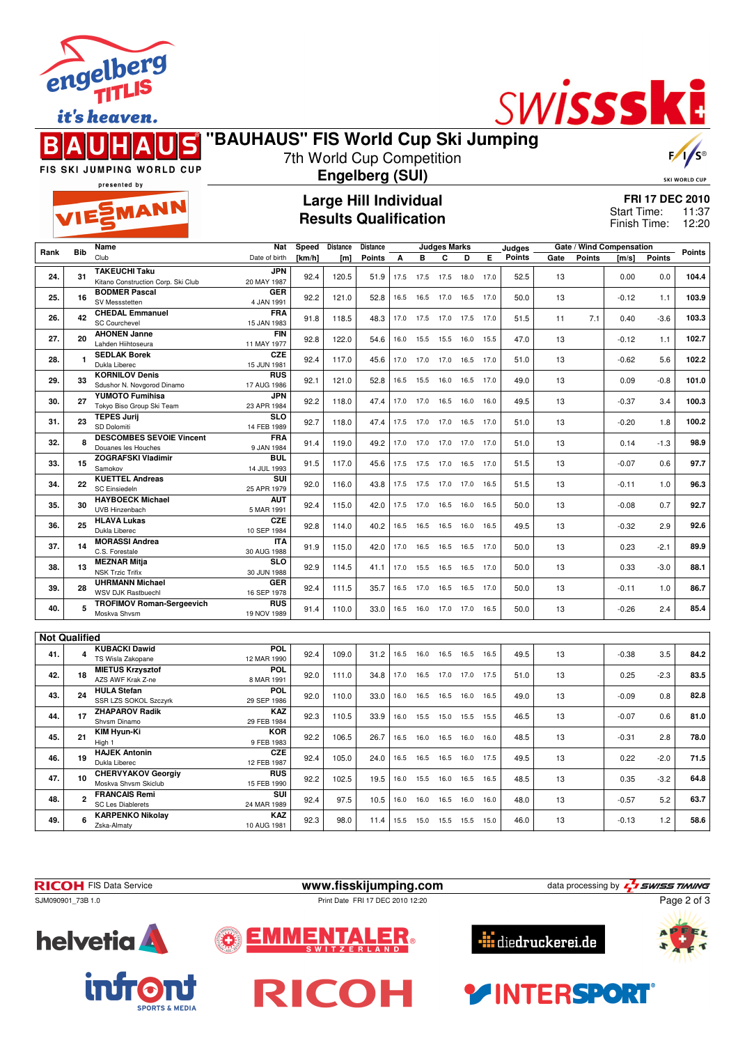# "BAUHAUS" FIS World Cup Ski Jumping

7th World Cup Competition

**Engelberg (SUI)**

## Large Hill Individual
## Results Qualification

**FRI 17 DEC 2010**
Start Time: 11:37
Finish Time: 12:20

| Rank | Bib | Name / Club | Nat / Date of birth | Speed [km/h] | Distance [m] | Distance Points | A | B | C | D | E | Judges Points | Gate | Gate Points | Wind [m/s] | Wind Points | Points |
|---|---|---|---|---|---|---|---|---|---|---|---|---|---|---|---|---|---|
| 24. | 31 | TAKEUCHI Taku<br>Kitano Construction Corp. Ski Club | JPN<br>20 MAY 1987 | 92.4 | 120.5 | 51.9 | 17.5 | 17.5 | 17.5 | 18.0 | 17.0 | 52.5 | 13 | | 0.00 | 0.0 | 104.4 |
| 25. | 16 | BODMER Pascal<br>SV Messstetten | GER<br>4 JAN 1991 | 92.2 | 121.0 | 52.8 | 16.5 | 16.5 | 17.0 | 16.5 | 17.0 | 50.0 | 13 | | -0.12 | 1.1 | 103.9 |
| 26. | 42 | CHEDAL Emmanuel<br>SC Courchevel | FRA<br>15 JAN 1983 | 91.8 | 118.5 | 48.3 | 17.0 | 17.5 | 17.0 | 17.5 | 17.0 | 51.5 | 11 | 7.1 | 0.40 | -3.6 | 103.3 |
| 27. | 20 | AHONEN Janne<br>Lahden Hiihtoseura | FIN<br>11 MAY 1977 | 92.8 | 122.0 | 54.6 | 16.0 | 15.5 | 15.5 | 16.0 | 15.5 | 47.0 | 13 | | -0.12 | 1.1 | 102.7 |
| 28. | 1 | SEDLAK Borek<br>Dukla Liberec | CZE<br>15 JUN 1981 | 92.4 | 117.0 | 45.6 | 17.0 | 17.0 | 17.0 | 16.5 | 17.0 | 51.0 | 13 | | -0.62 | 5.6 | 102.2 |
| 29. | 33 | KORNILOV Denis<br>Sdushor N. Novgorod Dinamo | RUS<br>17 AUG 1986 | 92.1 | 121.0 | 52.8 | 16.5 | 15.5 | 16.0 | 16.5 | 17.0 | 49.0 | 13 | | 0.09 | -0.8 | 101.0 |
| 30. | 27 | YUMOTO Fumihisa<br>Tokyo Biso Group Ski Team | JPN<br>23 APR 1984 | 92.2 | 118.0 | 47.4 | 17.0 | 17.0 | 16.5 | 16.0 | 16.0 | 49.5 | 13 | | -0.37 | 3.4 | 100.3 |
| 31. | 23 | TEPES Jurij<br>SD Dolomiti | SLO<br>14 FEB 1989 | 92.7 | 118.0 | 47.4 | 17.5 | 17.0 | 17.0 | 16.5 | 17.0 | 51.0 | 13 | | -0.20 | 1.8 | 100.2 |
| 32. | 8 | DESCOMBES SEVOIE Vincent<br>Douanes les Houches | FRA<br>9 JAN 1984 | 91.4 | 119.0 | 49.2 | 17.0 | 17.0 | 17.0 | 17.0 | 17.0 | 51.0 | 13 | | 0.14 | -1.3 | 98.9 |
| 33. | 15 | ZOGRAFSKI Vladimir<br>Samokov | BUL<br>14 JUL 1993 | 91.5 | 117.0 | 45.6 | 17.5 | 17.5 | 17.0 | 16.5 | 17.0 | 51.5 | 13 | | -0.07 | 0.6 | 97.7 |
| 34. | 22 | KUETTEL Andreas<br>SC Einsiedeln | SUI<br>25 APR 1979 | 92.0 | 116.0 | 43.8 | 17.5 | 17.5 | 17.0 | 17.0 | 16.5 | 51.5 | 13 | | -0.11 | 1.0 | 96.3 |
| 35. | 30 | HAYBOECK Michael<br>UVB Hinzenbach | AUT<br>5 MAR 1991 | 92.4 | 115.0 | 42.0 | 17.5 | 17.0 | 16.5 | 16.0 | 16.5 | 50.0 | 13 | | -0.08 | 0.7 | 92.7 |
| 36. | 25 | HLAVA Lukas<br>Dukla Liberec | CZE<br>10 SEP 1984 | 92.8 | 114.0 | 40.2 | 16.5 | 16.5 | 16.5 | 16.0 | 16.5 | 49.5 | 13 | | -0.32 | 2.9 | 92.6 |
| 37. | 14 | MORASSI Andrea<br>C.S. Forestale | ITA<br>30 AUG 1988 | 91.9 | 115.0 | 42.0 | 17.0 | 16.5 | 16.5 | 16.5 | 17.0 | 50.0 | 13 | | 0.23 | -2.1 | 89.9 |
| 38. | 13 | MEZNAR Mitja<br>NSK Trzic Trifix | SLO<br>30 JUN 1988 | 92.9 | 114.5 | 41.1 | 17.0 | 15.5 | 16.5 | 16.5 | 17.0 | 50.0 | 13 | | 0.33 | -3.0 | 88.1 |
| 39. | 28 | UHRMANN Michael<br>WSV DJK Rastbuechl | GER<br>16 SEP 1978 | 92.4 | 111.5 | 35.7 | 16.5 | 17.0 | 16.5 | 16.5 | 17.0 | 50.0 | 13 | | -0.11 | 1.0 | 86.7 |
| 40. | 5 | TROFIMOV Roman-Sergeevich<br>Moskva Shvsm | RUS<br>19 NOV 1989 | 91.4 | 110.0 | 33.0 | 16.5 | 16.0 | 17.0 | 17.0 | 16.5 | 50.0 | 13 | | -0.26 | 2.4 | 85.4 |

**Not Qualified**

| Rank | Bib | Name / Club | Nat / Date of birth | Speed [km/h] | Distance [m] | Distance Points | A | B | C | D | E | Judges Points | Gate | Gate Points | Wind [m/s] | Wind Points | Points |
|---|---|---|---|---|---|---|---|---|---|---|---|---|---|---|---|---|---|
| 41. | 4 | KUBACKI Dawid<br>TS Wisla Zakopane | POL<br>12 MAR 1990 | 92.4 | 109.0 | 31.2 | 16.5 | 16.0 | 16.5 | 16.5 | 16.5 | 49.5 | 13 | | -0.38 | 3.5 | 84.2 |
| 42. | 18 | MIETUS Krzysztof<br>AZS AWF Krak Z-ne | POL<br>8 MAR 1991 | 92.0 | 111.0 | 34.8 | 17.0 | 16.5 | 17.0 | 17.0 | 17.5 | 51.0 | 13 | | 0.25 | -2.3 | 83.5 |
| 43. | 24 | HULA Stefan<br>SSR LZS SOKOL Szczyrk | POL<br>29 SEP 1986 | 92.0 | 110.0 | 33.0 | 16.0 | 16.5 | 16.5 | 16.0 | 16.5 | 49.0 | 13 | | -0.09 | 0.8 | 82.8 |
| 44. | 17 | ZHAPAROV Radik<br>Shvsm Dinamo | KAZ<br>29 FEB 1984 | 92.3 | 110.5 | 33.9 | 16.0 | 15.5 | 15.0 | 15.5 | 15.5 | 46.5 | 13 | | -0.07 | 0.6 | 81.0 |
| 45. | 21 | KIM Hyun-Ki<br>High 1 | KOR<br>9 FEB 1983 | 92.2 | 106.5 | 26.7 | 16.5 | 16.0 | 16.5 | 16.0 | 16.0 | 48.5 | 13 | | -0.31 | 2.8 | 78.0 |
| 46. | 19 | HAJEK Antonin<br>Dukla Liberec | CZE<br>12 FEB 1987 | 92.4 | 105.0 | 24.0 | 16.5 | 16.5 | 16.5 | 16.0 | 17.5 | 49.5 | 13 | | 0.22 | -2.0 | 71.5 |
| 47. | 10 | CHERVYAKOV Georgiy<br>Moskva Shvsm Skiclub | RUS<br>15 FEB 1990 | 92.2 | 102.5 | 19.5 | 16.0 | 15.5 | 16.0 | 16.5 | 16.5 | 48.5 | 13 | | 0.35 | -3.2 | 64.8 |
| 48. | 2 | FRANCAIS Remi<br>SC Les Diablerets | SUI<br>24 MAR 1989 | 92.4 | 97.5 | 10.5 | 16.0 | 16.0 | 16.5 | 16.0 | 16.0 | 48.0 | 13 | | -0.57 | 5.2 | 63.7 |
| 49. | 6 | KARPENKO Nikolay<br>Zska-Almaty | KAZ<br>10 AUG 1981 | 92.3 | 98.0 | 11.4 | 15.5 | 15.0 | 15.5 | 15.5 | 15.0 | 46.0 | 13 | | -0.13 | 1.2 | 58.6 |

RICOH FIS Data Service — www.fisskijumping.com — data processing by SWISS TIMING

SJM090901_73B 1.0 — Print Date FRI 17 DEC 2010 12:20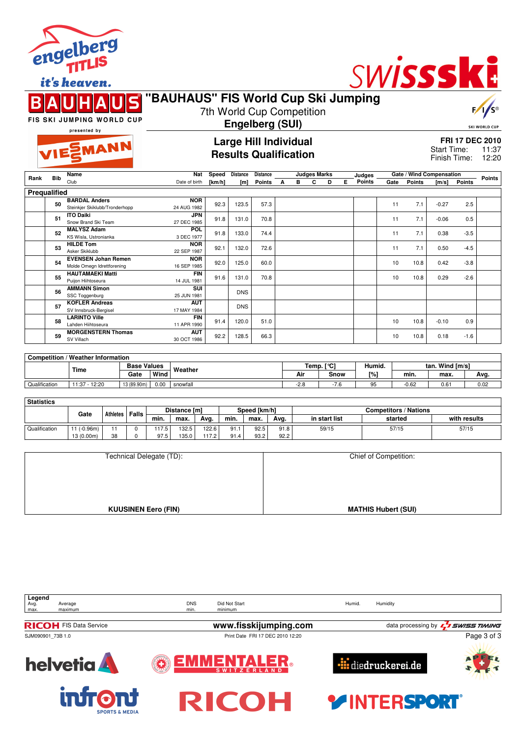# "BAUHAUS" FIS World Cup Ski Jumping

7th World Cup Competition

**Engelberg (SUI)**

## Large Hill Individual
## Results Qualification

**FRI 17 DEC 2010**
Start Time: 11:37
Finish Time: 12:20

| Rank | Bib | Name / Club | Nat / Date of birth | Speed [km/h] | Distance [m] | Distance Points | A | B | C | D | E | Judges Points | Gate | Gate Points | Wind [m/s] | Wind Points | Points |
|---|---|---|---|---|---|---|---|---|---|---|---|---|---|---|---|---|---|
| **Prequalified** | | | | | | | | | | | | | | | | | |
| | 50 | **BARDAL Anders** Steinkjer Skiklubb/Tronderhopp | **NOR** 24 AUG 1982 | 92.3 | 123.5 | 57.3 | | | | | | | 11 | 7.1 | -0.27 | 2.5 | |
| | 51 | **ITO Daiki** Snow Brand Ski Team | **JPN** 27 DEC 1985 | 91.8 | 131.0 | 70.8 | | | | | | | 11 | 7.1 | -0.06 | 0.5 | |
| | 52 | **MALYSZ Adam** KS Wisla, Ustronianka | **POL** 3 DEC 1977 | 91.8 | 133.0 | 74.4 | | | | | | | 11 | 7.1 | 0.38 | -3.5 | |
| | 53 | **HILDE Tom** Asker Skiklubb | **NOR** 22 SEP 1987 | 92.1 | 132.0 | 72.6 | | | | | | | 11 | 7.1 | 0.50 | -4.5 | |
| | 54 | **EVENSEN Johan Remen** Molde Omegn Idrettforening | **NOR** 16 SEP 1985 | 92.0 | 125.0 | 60.0 | | | | | | | 10 | 10.8 | 0.42 | -3.8 | |
| | 55 | **HAUTAMAEKI Matti** Puijon Hiihtoseura | **FIN** 14 JUL 1981 | 91.6 | 131.0 | 70.8 | | | | | | | 10 | 10.8 | 0.29 | -2.6 | |
| | 56 | **AMMANN Simon** SSC Toggenburg | **SUI** 25 JUN 1981 | | DNS | | | | | | | | | | | | |
| | 57 | **KOFLER Andreas** SV Innsbruck-Bergisel | **AUT** 17 MAY 1984 | | DNS | | | | | | | | | | | | |
| | 58 | **LARINTO Ville** Lahden Hiihtoseura | **FIN** 11 APR 1990 | 91.4 | 120.0 | 51.0 | | | | | | | 10 | 10.8 | -0.10 | 0.9 | |
| | 59 | **MORGENSTERN Thomas** SV Villach | **AUT** 30 OCT 1986 | 92.2 | 128.5 | 66.3 | | | | | | | 10 | 10.8 | 0.18 | -1.6 | |

**Competition / Weather Information**

| | Time | Base Values Gate | Base Values Wind | Weather | Temp. [°C] Air | Temp. [°C] Snow | Humid. [%] | tan. Wind [m/s] min. | tan. Wind [m/s] max. | tan. Wind [m/s] Avg. |
|---|---|---|---|---|---|---|---|---|---|---|
| Qualification | 11:37 - 12:20 | 13 (89.90m) | 0.00 | snowfall | -2.8 | -7.6 | 95 | -0.62 | 0.61 | 0.02 |

**Statistics**

| | Gate | Athletes | Falls | Distance [m] min. | Distance [m] max. | Distance [m] Avg. | Speed [km/h] min. | Speed [km/h] max. | Speed [km/h] Avg. | Competitors / Nations in start list | Competitors / Nations started | Competitors / Nations with results |
|---|---|---|---|---|---|---|---|---|---|---|---|---|
| Qualification | 11 (-0.96m) | 11 | 0 | 117.5 | 132.5 | 122.6 | 91.1 | 92.5 | 91.8 | 59/15 | 57/15 | 57/15 |
| | 13 (0.00m) | 38 | 0 | 97.5 | 135.0 | 117.2 | 91.4 | 93.2 | 92.2 | | | |

| Technical Delegate (TD): | Chief of Competition: |
|---|---|
| **KUUSINEN Eero (FIN)** | **MATHIS Hubert (SUI)** |

**Legend**
Avg. Average
max. maximum
DNS Did Not Start
min. minimum
Humid. Humidity

RICOH FIS Data Service — www.fisskijumping.com — data processing by SWISS TIMING

SJM090901_73B 1.0 — Print Date FRI 17 DEC 2010 12:20